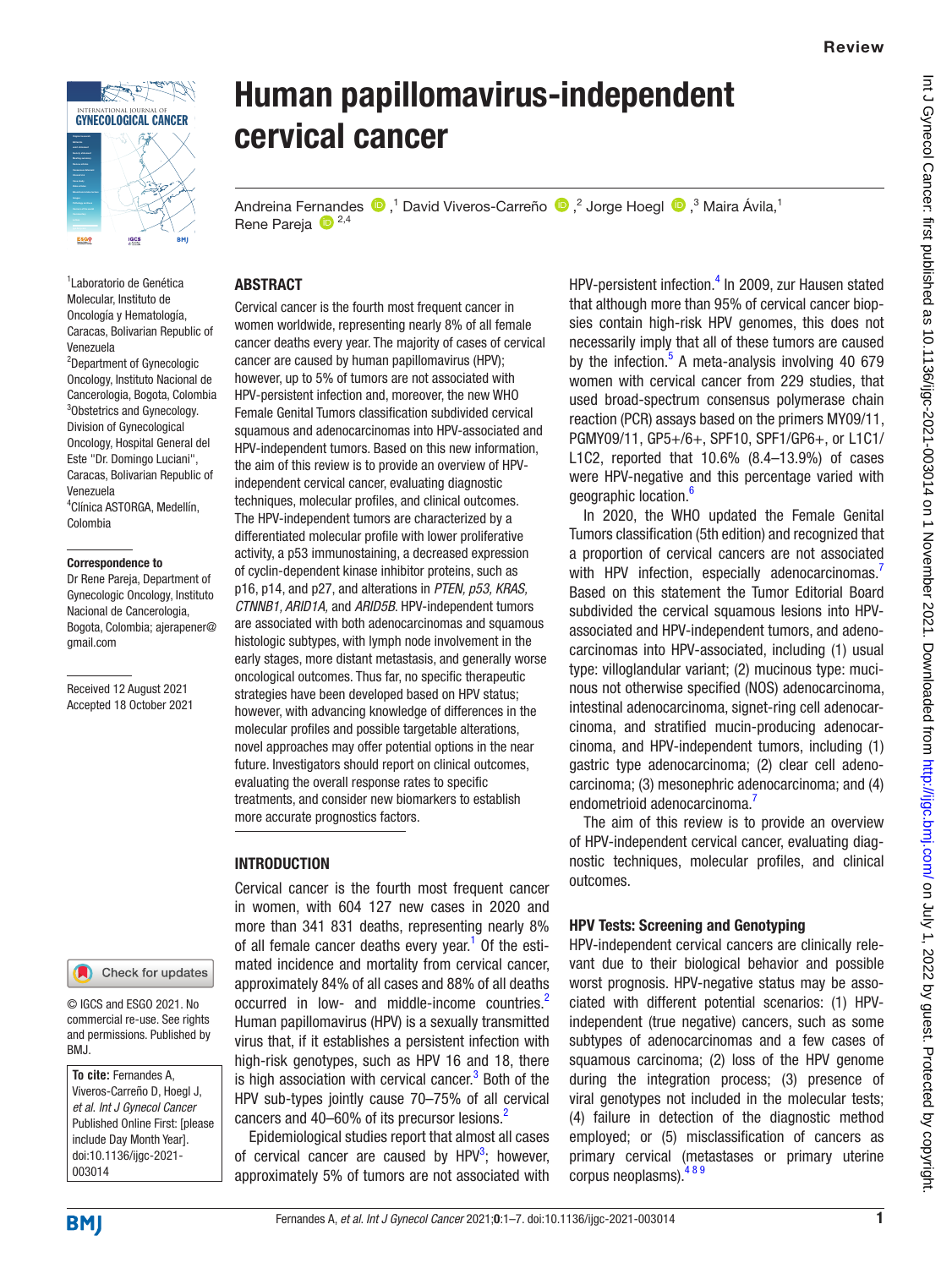Review

# Human papillomavirus-independent cervical cancer

Andreina Fernandes[1], David Viveros-Carreño[2], Jorge Hoegl[3], Maira Ávila[1], Rene Pareja[2,4]

[1]Laboratorio de Genética Molecular, Instituto de Oncología y Hematología, Caracas, Bolivarian Republic of Venezuela
[2]Department of Gynecologic Oncology, Instituto Nacional de Cancerologia, Bogota, Colombia
[3]Obstetrics and Gynecology. Division of Gynecological Oncology, Hospital General del Este "Dr. Domingo Luciani", Caracas, Bolivarian Republic of Venezuela
[4]Clínica ASTORGA, Medellín, Colombia

**Correspondence to**
Dr Rene Pareja, Department of Gynecologic Oncology, Instituto Nacional de Cancerologia, Bogota, Colombia; ajerapener@gmail.com

Received 12 August 2021
Accepted 18 October 2021

© IGCS and ESGO 2021. No commercial re-use. See rights and permissions. Published by BMJ.

**To cite:** Fernandes A, Viveros-Carreño D, Hoegl J, *et al. Int J Gynecol Cancer* Published Online First: [please include Day Month Year]. doi:10.1136/ijgc-2021-003014

## ABSTRACT

Cervical cancer is the fourth most frequent cancer in women worldwide, representing nearly 8% of all female cancer deaths every year. The majority of cases of cervical cancer are caused by human papillomavirus (HPV); however, up to 5% of tumors are not associated with HPV-persistent infection and, moreover, the new WHO Female Genital Tumors classification subdivided cervical squamous and adenocarcinomas into HPV-associated and HPV-independent tumors. Based on this new information, the aim of this review is to provide an overview of HPV-independent cervical cancer, evaluating diagnostic techniques, molecular profiles, and clinical outcomes. The HPV-independent tumors are characterized by a differentiated molecular profile with lower proliferative activity, a p53 immunostaining, a decreased expression of cyclin-dependent kinase inhibitor proteins, such as p16, p14, and p27, and alterations in *PTEN, p53, KRAS, CTNNB1, ARID1A,* and *ARID5B*. HPV-independent tumors are associated with both adenocarcinomas and squamous histologic subtypes, with lymph node involvement in the early stages, more distant metastasis, and generally worse oncological outcomes. Thus far, no specific therapeutic strategies have been developed based on HPV status; however, with advancing knowledge of differences in the molecular profiles and possible targetable alterations, novel approaches may offer potential options in the near future. Investigators should report on clinical outcomes, evaluating the overall response rates to specific treatments, and consider new biomarkers to establish more accurate prognostics factors.

## INTRODUCTION

Cervical cancer is the fourth most frequent cancer in women, with 604 127 new cases in 2020 and more than 341 831 deaths, representing nearly 8% of all female cancer deaths every year.[1] Of the estimated incidence and mortality from cervical cancer, approximately 84% of all cases and 88% of all deaths occurred in low- and middle-income countries.[2] Human papillomavirus (HPV) is a sexually transmitted virus that, if it establishes a persistent infection with high-risk genotypes, such as HPV 16 and 18, there is high association with cervical cancer.[3] Both of the HPV sub-types jointly cause 70–75% of all cervical cancers and 40–60% of its precursor lesions.[2]

Epidemiological studies report that almost all cases of cervical cancer are caused by HPV[3]; however, approximately 5% of tumors are not associated with HPV-persistent infection.[4] In 2009, zur Hausen stated that although more than 95% of cervical cancer biopsies contain high-risk HPV genomes, this does not necessarily imply that all of these tumors are caused by the infection.[5] A meta-analysis involving 40 679 women with cervical cancer from 229 studies, that used broad-spectrum consensus polymerase chain reaction (PCR) assays based on the primers MY09/11, PGMY09/11, GP5+/6+, SPF10, SPF1/GP6+, or L1C1/L1C2, reported that 10.6% (8.4–13.9%) of cases were HPV-negative and this percentage varied with geographic location.[6]

In 2020, the WHO updated the Female Genital Tumors classification (5th edition) and recognized that a proportion of cervical cancers are not associated with HPV infection, especially adenocarcinomas.[7] Based on this statement the Tumor Editorial Board subdivided the cervical squamous lesions into HPV-associated and HPV-independent tumors, and adenocarcinomas into HPV-associated, including (1) usual type: villoglandular variant; (2) mucinous type: mucinous not otherwise specified (NOS) adenocarcinoma, intestinal adenocarcinoma, signet-ring cell adenocarcinoma, and stratified mucin-producing adenocarcinoma, and HPV-independent tumors, including (1) gastric type adenocarcinoma; (2) clear cell adenocarcinoma; (3) mesonephric adenocarcinoma; and (4) endometrioid adenocarcinoma.[7]

The aim of this review is to provide an overview of HPV-independent cervical cancer, evaluating diagnostic techniques, molecular profiles, and clinical outcomes.

### HPV Tests: Screening and Genotyping

HPV-independent cervical cancers are clinically relevant due to their biological behavior and possible worst prognosis. HPV-negative status may be associated with different potential scenarios: (1) HPV-independent (true negative) cancers, such as some subtypes of adenocarcinomas and a few cases of squamous carcinoma; (2) loss of the HPV genome during the integration process; (3) presence of viral genotypes not included in the molecular tests; (4) failure in detection of the diagnostic method employed; or (5) misclassification of cancers as primary cervical (metastases or primary uterine corpus neoplasms).[4,8,9]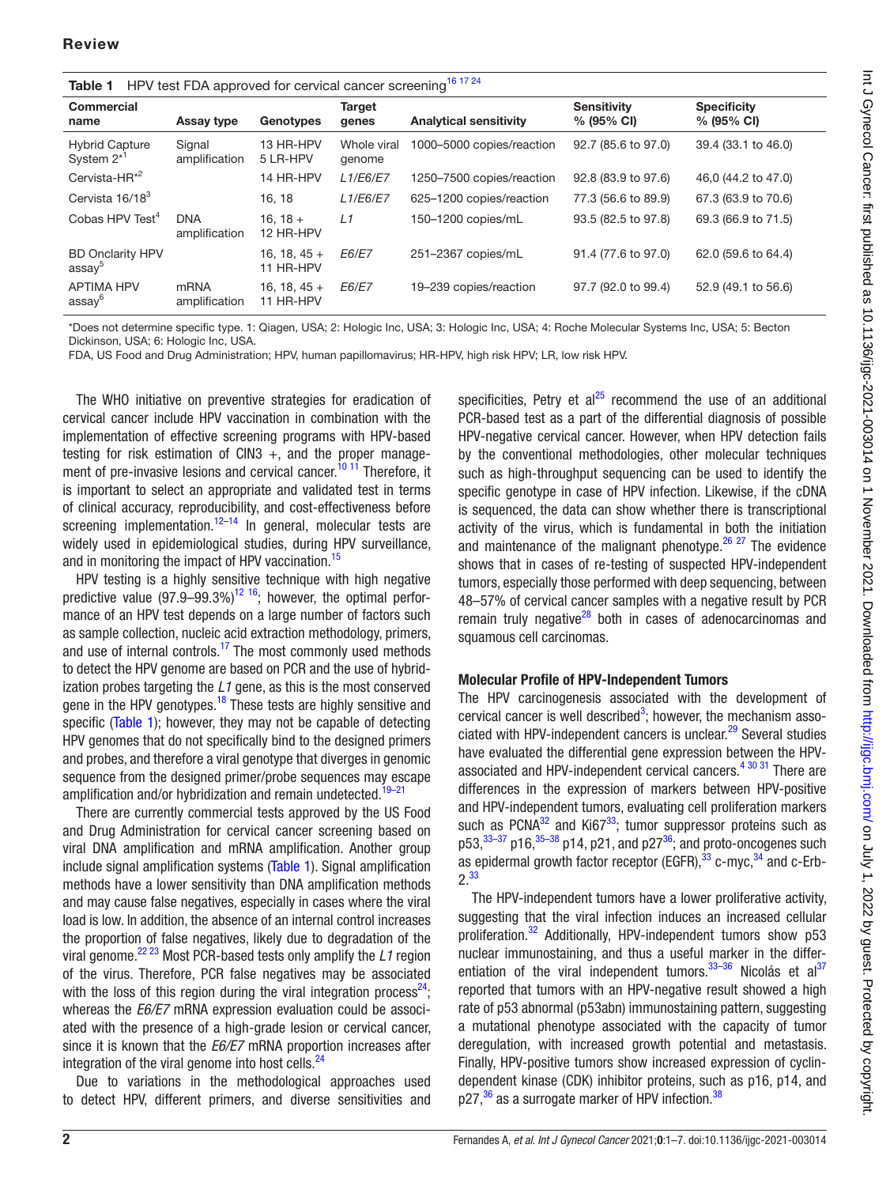**Table 1** HPV test FDA approved for cervical cancer screening[16 17 24]

| Commercial name | Assay type | Genotypes | Target genes | Analytical sensitivity | Sensitivity % (95% CI) | Specificity % (95% CI) |
|---|---|---|---|---|---|---|
| Hybrid Capture System 2*[1] | Signal amplification | 13 HR-HPV 5 LR-HPV | Whole viral genome | 1000–5000 copies/reaction | 92.7 (85.6 to 97.0) | 39.4 (33.1 to 46.0) |
| Cervista-HR*[2] | | 14 HR-HPV | *L1/E6/E7* | 1250–7500 copies/reaction | 92.8 (83.9 to 97.6) | 46,0 (44.2 to 47.0) |
| Cervista 16/18[3] | | 16, 18 | *L1/E6/E7* | 625–1200 copies/reaction | 77.3 (56.6 to 89.9) | 67.3 (63.9 to 70.6) |
| Cobas HPV Test[4] | DNA amplification | 16, 18 + 12 HR-HPV | *L1* | 150–1200 copies/mL | 93.5 (82.5 to 97.8) | 69.3 (66.9 to 71.5) |
| BD Onclarity HPV assay[5] | | 16, 18, 45 + 11 HR-HPV | *E6/E7* | 251–2367 copies/mL | 91.4 (77.6 to 97.0) | 62.0 (59.6 to 64.4) |
| APTIMA HPV assay[6] | mRNA amplification | 16, 18, 45 + 11 HR-HPV | *E6/E7* | 19–239 copies/reaction | 97.7 (92.0 to 99.4) | 52.9 (49.1 to 56.6) |

*Does not determine specific type. 1: Qiagen, USA; 2: Hologic Inc, USA; 3: Hologic Inc, USA; 4: Roche Molecular Systems Inc, USA; 5: Becton Dickinson, USA; 6: Hologic Inc, USA.

FDA, US Food and Drug Administration; HPV, human papillomavirus; HR-HPV, high risk HPV; LR, low risk HPV.

The WHO initiative on preventive strategies for eradication of cervical cancer include HPV vaccination in combination with the implementation of effective screening programs with HPV-based testing for risk estimation of CIN3 +, and the proper management of pre-invasive lesions and cervical cancer.[10 11] Therefore, it is important to select an appropriate and validated test in terms of clinical accuracy, reproducibility, and cost-effectiveness before screening implementation.[12–14] In general, molecular tests are widely used in epidemiological studies, during HPV surveillance, and in monitoring the impact of HPV vaccination.[15]

HPV testing is a highly sensitive technique with high negative predictive value (97.9–99.3%)[12 16]; however, the optimal performance of an HPV test depends on a large number of factors such as sample collection, nucleic acid extraction methodology, primers, and use of internal controls.[17] The most commonly used methods to detect the HPV genome are based on PCR and the use of hybridization probes targeting the *L1* gene, as this is the most conserved gene in the HPV genotypes.[18] These tests are highly sensitive and specific (Table 1); however, they may not be capable of detecting HPV genomes that do not specifically bind to the designed primers and probes, and therefore a viral genotype that diverges in genomic sequence from the designed primer/probe sequences may escape amplification and/or hybridization and remain undetected.[19–21]

There are currently commercial tests approved by the US Food and Drug Administration for cervical cancer screening based on viral DNA amplification and mRNA amplification. Another group include signal amplification systems (Table 1). Signal amplification methods have a lower sensitivity than DNA amplification methods and may cause false negatives, especially in cases where the viral load is low. In addition, the absence of an internal control increases the proportion of false negatives, likely due to degradation of the viral genome.[22 23] Most PCR-based tests only amplify the *L1* region of the virus. Therefore, PCR false negatives may be associated with the loss of this region during the viral integration process[24]; whereas the *E6/E7* mRNA expression evaluation could be associated with the presence of a high-grade lesion or cervical cancer, since it is known that the *E6/E7* mRNA proportion increases after integration of the viral genome into host cells.[24]

Due to variations in the methodological approaches used to detect HPV, different primers, and diverse sensitivities and specificities, Petry et al[25] recommend the use of an additional PCR-based test as a part of the differential diagnosis of possible HPV-negative cervical cancer. However, when HPV detection fails by the conventional methodologies, other molecular techniques such as high-throughput sequencing can be used to identify the specific genotype in case of HPV infection. Likewise, if the cDNA is sequenced, the data can show whether there is transcriptional activity of the virus, which is fundamental in both the initiation and maintenance of the malignant phenotype.[26 27] The evidence shows that in cases of re-testing of suspected HPV-independent tumors, especially those performed with deep sequencing, between 48–57% of cervical cancer samples with a negative result by PCR remain truly negative[28] both in cases of adenocarcinomas and squamous cell carcinomas.

## Molecular Profile of HPV-Independent Tumors

The HPV carcinogenesis associated with the development of cervical cancer is well described[3]; however, the mechanism associated with HPV-independent cancers is unclear.[29] Several studies have evaluated the differential gene expression between the HPV-associated and HPV-independent cervical cancers.[4 30 31] There are differences in the expression of markers between HPV-positive and HPV-independent tumors, evaluating cell proliferation markers such as PCNA[32] and Ki67[33]; tumor suppressor proteins such as p53,[33–37] p16,[35–38] p14, p21, and p27[36]; and proto-oncogenes such as epidermal growth factor receptor (EGFR),[33] c-myc,[34] and c-Erb-2.[33]

The HPV-independent tumors have a lower proliferative activity, suggesting that the viral infection induces an increased cellular proliferation.[32] Additionally, HPV-independent tumors show p53 nuclear immunostaining, and thus a useful marker in the differentiation of the viral independent tumors.[33–36] Nicolás et al[37] reported that tumors with an HPV-negative result showed a high rate of p53 abnormal (p53abn) immunostaining pattern, suggesting a mutational phenotype associated with the capacity of tumor deregulation, with increased growth potential and metastasis. Finally, HPV-positive tumors show increased expression of cyclin-dependent kinase (CDK) inhibitor proteins, such as p16, p14, and p27,[36] as a surrogate marker of HPV infection.[38]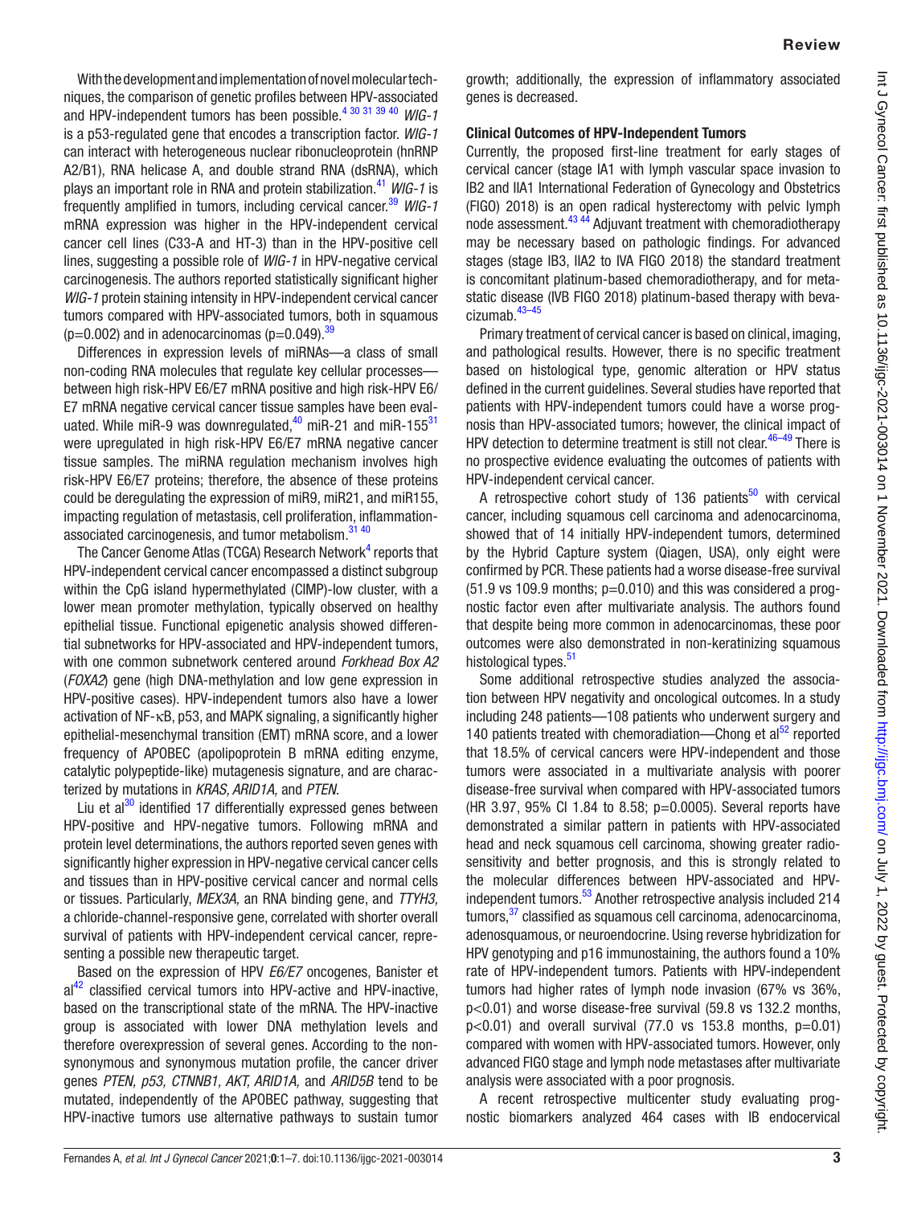With the development and implementation of novel molecular techniques, the comparison of genetic profiles between HPV-associated and HPV-independent tumors has been possible.[4 30 31 39 40] *WIG-1* is a p53-regulated gene that encodes a transcription factor. *WIG-1* can interact with heterogeneous nuclear ribonucleoprotein (hnRNP A2/B1), RNA helicase A, and double strand RNA (dsRNA), which plays an important role in RNA and protein stabilization.[41] *WIG-1* is frequently amplified in tumors, including cervical cancer.[39] *WIG-1* mRNA expression was higher in the HPV-independent cervical cancer cell lines (C33-A and HT-3) than in the HPV-positive cell lines, suggesting a possible role of *WIG-1* in HPV-negative cervical carcinogenesis. The authors reported statistically significant higher *WIG-1* protein staining intensity in HPV-independent cervical cancer tumors compared with HPV-associated tumors, both in squamous ($p=0.002$) and in adenocarcinomas ($p=0.049$).[39]

Differences in expression levels of miRNAs—a class of small non-coding RNA molecules that regulate key cellular processes—between high risk-HPV E6/E7 mRNA positive and high risk-HPV E6/E7 mRNA negative cervical cancer tissue samples have been evaluated. While miR-9 was downregulated,[40] miR-21 and miR-155[31] were upregulated in high risk-HPV E6/E7 mRNA negative cancer tissue samples. The miRNA regulation mechanism involves high risk-HPV E6/E7 proteins; therefore, the absence of these proteins could be deregulating the expression of miR9, miR21, and miR155, impacting regulation of metastasis, cell proliferation, inflammation-associated carcinogenesis, and tumor metabolism.[31 40]

The Cancer Genome Atlas (TCGA) Research Network[4] reports that HPV-independent cervical cancer encompassed a distinct subgroup within the CpG island hypermethylated (CIMP)-low cluster, with a lower mean promoter methylation, typically observed on healthy epithelial tissue. Functional epigenetic analysis showed differential subnetworks for HPV-associated and HPV-independent tumors, with one common subnetwork centered around *Forkhead Box A2* (*FOXA2*) gene (high DNA-methylation and low gene expression in HPV-positive cases). HPV-independent tumors also have a lower activation of NF-κB, p53, and MAPK signaling, a significantly higher epithelial-mesenchymal transition (EMT) mRNA score, and a lower frequency of APOBEC (apolipoprotein B mRNA editing enzyme, catalytic polypeptide-like) mutagenesis signature, and are characterized by mutations in *KRAS, ARID1A,* and *PTEN*.

Liu et al[30] identified 17 differentially expressed genes between HPV-positive and HPV-negative tumors. Following mRNA and protein level determinations, the authors reported seven genes with significantly higher expression in HPV-negative cervical cancer cells and tissues than in HPV-positive cervical cancer and normal cells or tissues. Particularly, *MEX3A,* an RNA binding gene, and *TTYH3,* a chloride-channel-responsive gene, correlated with shorter overall survival of patients with HPV-independent cervical cancer, representing a possible new therapeutic target.

Based on the expression of HPV *E6/E7* oncogenes, Banister et al[42] classified cervical tumors into HPV-active and HPV-inactive, based on the transcriptional state of the mRNA. The HPV-inactive group is associated with lower DNA methylation levels and therefore overexpression of several genes. According to the non-synonymous and synonymous mutation profile, the cancer driver genes *PTEN, p53, CTNNB1, AKT, ARID1A,* and *ARID5B* tend to be mutated, independently of the APOBEC pathway, suggesting that HPV-inactive tumors use alternative pathways to sustain tumor growth; additionally, the expression of inflammatory associated genes is decreased.

### Clinical Outcomes of HPV-Independent Tumors

Currently, the proposed first-line treatment for early stages of cervical cancer (stage IA1 with lymph vascular space invasion to IB2 and IIA1 International Federation of Gynecology and Obstetrics (FIGO) 2018) is an open radical hysterectomy with pelvic lymph node assessment.[43 44] Adjuvant treatment with chemoradiotherapy may be necessary based on pathologic findings. For advanced stages (stage IB3, IIA2 to IVA FIGO 2018) the standard treatment is concomitant platinum-based chemoradiotherapy, and for metastatic disease (IVB FIGO 2018) platinum-based therapy with bevacizumab.[43–45]

Primary treatment of cervical cancer is based on clinical, imaging, and pathological results. However, there is no specific treatment based on histological type, genomic alteration or HPV status defined in the current guidelines. Several studies have reported that patients with HPV-independent tumors could have a worse prognosis than HPV-associated tumors; however, the clinical impact of HPV detection to determine treatment is still not clear.[46–49] There is no prospective evidence evaluating the outcomes of patients with HPV-independent cervical cancer.

A retrospective cohort study of 136 patients[50] with cervical cancer, including squamous cell carcinoma and adenocarcinoma, showed that of 14 initially HPV-independent tumors, determined by the Hybrid Capture system (Qiagen, USA), only eight were confirmed by PCR. These patients had a worse disease-free survival (51.9 vs 109.9 months; $p=0.010$) and this was considered a prognostic factor even after multivariate analysis. The authors found that despite being more common in adenocarcinomas, these poor outcomes were also demonstrated in non-keratinizing squamous histological types.[51]

Some additional retrospective studies analyzed the association between HPV negativity and oncological outcomes. In a study including 248 patients—108 patients who underwent surgery and 140 patients treated with chemoradiation—Chong et al[52] reported that 18.5% of cervical cancers were HPV-independent and those tumors were associated in a multivariate analysis with poorer disease-free survival when compared with HPV-associated tumors (HR 3.97, 95% CI 1.84 to 8.58; $p=0.0005$). Several reports have demonstrated a similar pattern in patients with HPV-associated head and neck squamous cell carcinoma, showing greater radiosensitivity and better prognosis, and this is strongly related to the molecular differences between HPV-associated and HPV-independent tumors.[53] Another retrospective analysis included 214 tumors,[37] classified as squamous cell carcinoma, adenocarcinoma, adenosquamous, or neuroendocrine. Using reverse hybridization for HPV genotyping and p16 immunostaining, the authors found a 10% rate of HPV-independent tumors. Patients with HPV-independent tumors had higher rates of lymph node invasion (67% vs 36%, $p<0.01$) and worse disease-free survival (59.8 vs 132.2 months, $p<0.01$) and overall survival (77.0 vs 153.8 months, $p=0.01$) compared with women with HPV-associated tumors. However, only advanced FIGO stage and lymph node metastases after multivariate analysis were associated with a poor prognosis.

A recent retrospective multicenter study evaluating prognostic biomarkers analyzed 464 cases with IB endocervical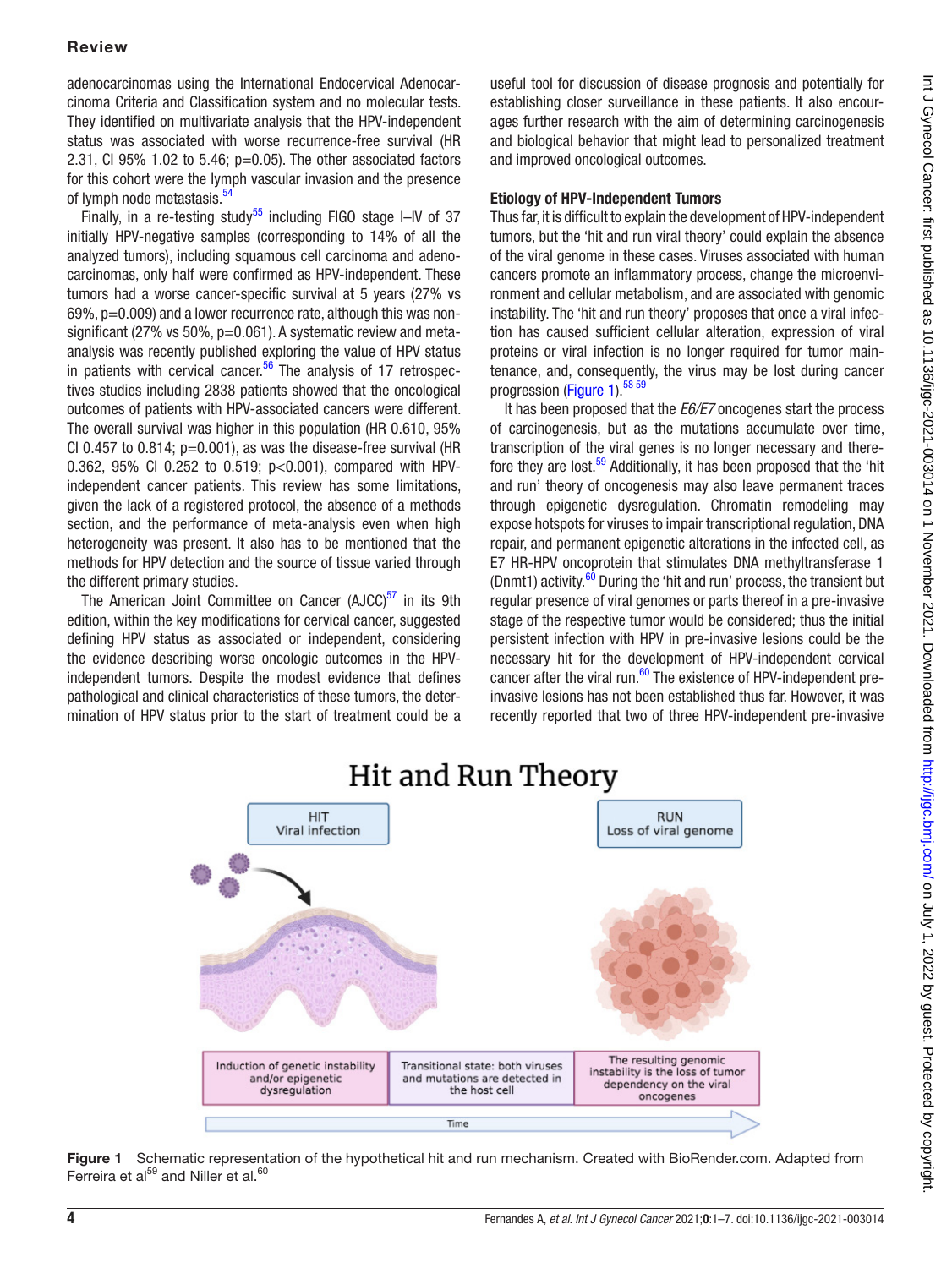adenocarcinomas using the International Endocervical Adenocarcinoma Criteria and Classification system and no molecular tests. They identified on multivariate analysis that the HPV-independent status was associated with worse recurrence-free survival (HR 2.31, CI 95% 1.02 to 5.46; p=0.05). The other associated factors for this cohort were the lymph vascular invasion and the presence of lymph node metastasis.[54]

Finally, in a re-testing study[55] including FIGO stage I–IV of 37 initially HPV-negative samples (corresponding to 14% of all the analyzed tumors), including squamous cell carcinoma and adenocarcinomas, only half were confirmed as HPV-independent. These tumors had a worse cancer-specific survival at 5 years (27% vs 69%, p=0.009) and a lower recurrence rate, although this was non-significant (27% vs 50%, p=0.061). A systematic review and meta-analysis was recently published exploring the value of HPV status in patients with cervical cancer.[56] The analysis of 17 retrospectives studies including 2838 patients showed that the oncological outcomes of patients with HPV-associated cancers were different. The overall survival was higher in this population (HR 0.610, 95% CI 0.457 to 0.814; p=0.001), as was the disease-free survival (HR 0.362, 95% CI 0.252 to 0.519; p<0.001), compared with HPV-independent cancer patients. This review has some limitations, given the lack of a registered protocol, the absence of a methods section, and the performance of meta-analysis even when high heterogeneity was present. It also has to be mentioned that the methods for HPV detection and the source of tissue varied through the different primary studies.

The American Joint Committee on Cancer (AJCC)[57] in its 9th edition, within the key modifications for cervical cancer, suggested defining HPV status as associated or independent, considering the evidence describing worse oncologic outcomes in the HPV-independent tumors. Despite the modest evidence that defines pathological and clinical characteristics of these tumors, the determination of HPV status prior to the start of treatment could be a useful tool for discussion of disease prognosis and potentially for establishing closer surveillance in these patients. It also encourages further research with the aim of determining carcinogenesis and biological behavior that might lead to personalized treatment and improved oncological outcomes.

### Etiology of HPV-Independent Tumors

Thus far, it is difficult to explain the development of HPV-independent tumors, but the 'hit and run viral theory' could explain the absence of the viral genome in these cases. Viruses associated with human cancers promote an inflammatory process, change the microenvironment and cellular metabolism, and are associated with genomic instability. The 'hit and run theory' proposes that once a viral infection has caused sufficient cellular alteration, expression of viral proteins or viral infection is no longer required for tumor maintenance, and, consequently, the virus may be lost during cancer progression (Figure 1).[58,59]

It has been proposed that the *E6/E7* oncogenes start the process of carcinogenesis, but as the mutations accumulate over time, transcription of the viral genes is no longer necessary and therefore they are lost.[59] Additionally, it has been proposed that the 'hit and run' theory of oncogenesis may also leave permanent traces through epigenetic dysregulation. Chromatin remodeling may expose hotspots for viruses to impair transcriptional regulation, DNA repair, and permanent epigenetic alterations in the infected cell, as E7 HR-HPV oncoprotein that stimulates DNA methyltransferase 1 (Dnmt1) activity.[60] During the 'hit and run' process, the transient but regular presence of viral genomes or parts thereof in a pre-invasive stage of the respective tumor would be considered; thus the initial persistent infection with HPV in pre-invasive lesions could be the necessary hit for the development of HPV-independent cervical cancer after the viral run.[60] The existence of HPV-independent pre-invasive lesions has not been established thus far. However, it was recently reported that two of three HPV-independent pre-invasive

**Figure 1** Schematic representation of the hypothetical hit and run mechanism. Created with BioRender.com. Adapted from Ferreira et al[59] and Niller et al.[60]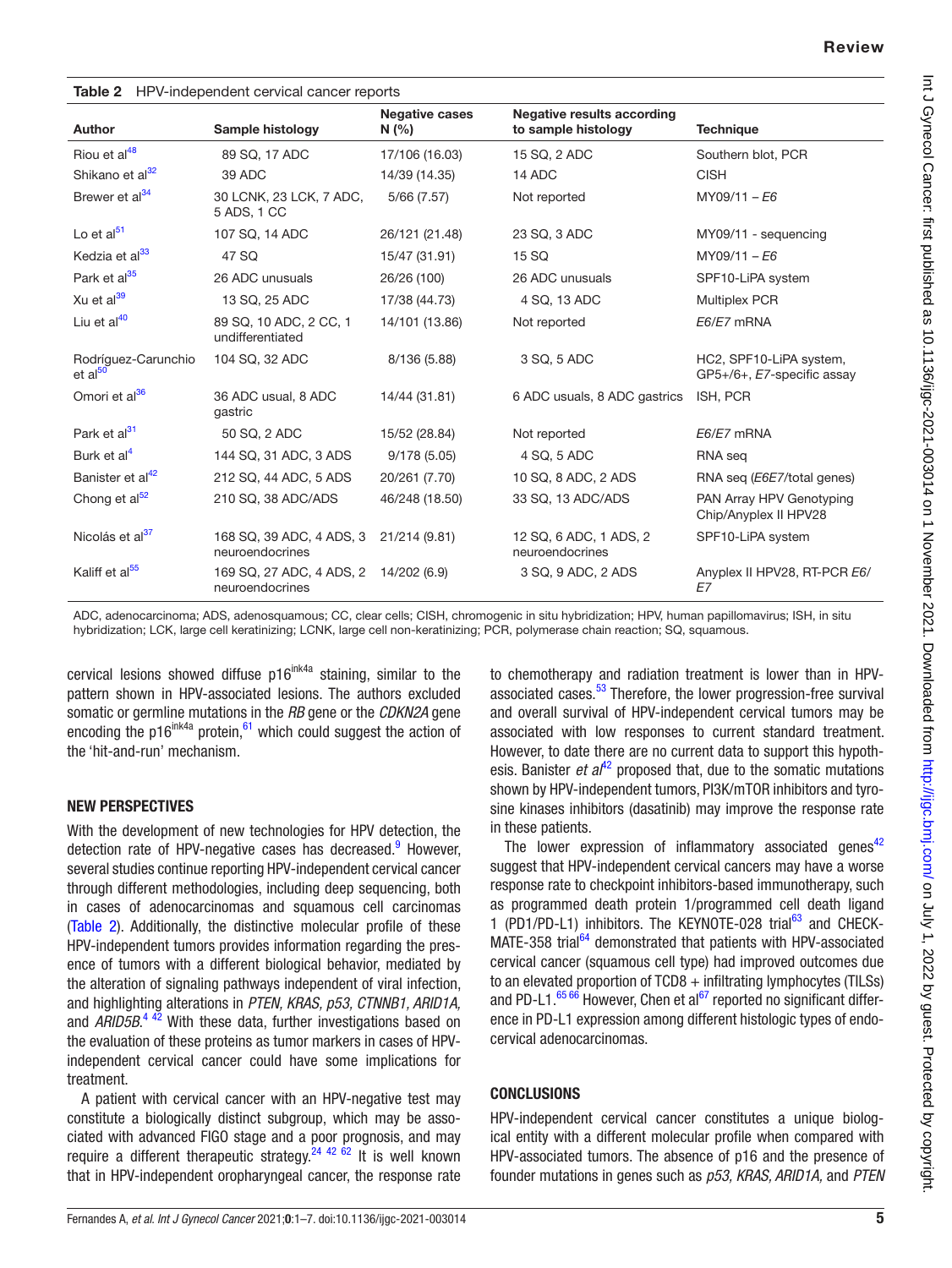**Table 2** HPV-independent cervical cancer reports

| Author | Sample histology | Negative cases N (%) | Negative results according to sample histology | Technique |
|---|---|---|---|---|
| Riou et al[48] | 89 SQ, 17 ADC | 17/106 (16.03) | 15 SQ, 2 ADC | Southern blot, PCR |
| Shikano et al[32] | 39 ADC | 14/39 (14.35) | 14 ADC | CISH |
| Brewer et al[34] | 30 LCNK, 23 LCK, 7 ADC, 5 ADS, 1 CC | 5/66 (7.57) | Not reported | MY09/11 – *E6* |
| Lo et al[51] | 107 SQ, 14 ADC | 26/121 (21.48) | 23 SQ, 3 ADC | MY09/11 - sequencing |
| Kedzia et al[33] | 47 SQ | 15/47 (31.91) | 15 SQ | MY09/11 – *E6* |
| Park et al[35] | 26 ADC unusuals | 26/26 (100) | 26 ADC unusuals | SPF10-LiPA system |
| Xu et al[39] | 13 SQ, 25 ADC | 17/38 (44.73) | 4 SQ, 13 ADC | Multiplex PCR |
| Liu et al[40] | 89 SQ, 10 ADC, 2 CC, 1 undifferentiated | 14/101 (13.86) | Not reported | *E6/E7* mRNA |
| Rodríguez-Carunchio et al[50] | 104 SQ, 32 ADC | 8/136 (5.88) | 3 SQ, 5 ADC | HC2, SPF10-LiPA system, GP5+/6+, *E7*-specific assay |
| Omori et al[36] | 36 ADC usual, 8 ADC gastric | 14/44 (31.81) | 6 ADC usuals, 8 ADC gastrics | ISH, PCR |
| Park et al[31] | 50 SQ, 2 ADC | 15/52 (28.84) | Not reported | *E6/E7* mRNA |
| Burk et al[4] | 144 SQ, 31 ADC, 3 ADS | 9/178 (5.05) | 4 SQ, 5 ADC | RNA seq |
| Banister et al[42] | 212 SQ, 44 ADC, 5 ADS | 20/261 (7.70) | 10 SQ, 8 ADC, 2 ADS | RNA seq (*E6E7*/total genes) |
| Chong et al[52] | 210 SQ, 38 ADC/ADS | 46/248 (18.50) | 33 SQ, 13 ADC/ADS | PAN Array HPV Genotyping Chip/Anyplex II HPV28 |
| Nicolás et al[37] | 168 SQ, 39 ADC, 4 ADS, 3 neuroendocrines | 21/214 (9.81) | 12 SQ, 6 ADC, 1 ADS, 2 neuroendocrines | SPF10-LiPA system |
| Kaliff et al[55] | 169 SQ, 27 ADC, 4 ADS, 2 neuroendocrines | 14/202 (6.9) | 3 SQ, 9 ADC, 2 ADS | Anyplex II HPV28, RT-PCR *E6/E7* |

ADC, adenocarcinoma; ADS, adenosquamous; CC, clear cells; CISH, chromogenic in situ hybridization; HPV, human papillomavirus; ISH, in situ hybridization; LCK, large cell keratinizing; LCNK, large cell non-keratinizing; PCR, polymerase chain reaction; SQ, squamous.

cervical lesions showed diffuse p16$^{ink4a}$ staining, similar to the pattern shown in HPV-associated lesions. The authors excluded somatic or germline mutations in the *RB* gene or the *CDKN2A* gene encoding the p16$^{ink4a}$ protein,[61] which could suggest the action of the 'hit-and-run' mechanism.

## NEW PERSPECTIVES

With the development of new technologies for HPV detection, the detection rate of HPV-negative cases has decreased.[9] However, several studies continue reporting HPV-independent cervical cancer through different methodologies, including deep sequencing, both in cases of adenocarcinomas and squamous cell carcinomas (Table 2). Additionally, the distinctive molecular profile of these HPV-independent tumors provides information regarding the presence of tumors with a different biological behavior, mediated by the alteration of signaling pathways independent of viral infection, and highlighting alterations in *PTEN, KRAS, p53, CTNNB1, ARID1A,* and *ARID5B*.[4 42] With these data, further investigations based on the evaluation of these proteins as tumor markers in cases of HPV-independent cervical cancer could have some implications for treatment.

A patient with cervical cancer with an HPV-negative test may constitute a biologically distinct subgroup, which may be associated with advanced FIGO stage and a poor prognosis, and may require a different therapeutic strategy.[24 42 62] It is well known that in HPV-independent oropharyngeal cancer, the response rate to chemotherapy and radiation treatment is lower than in HPV-associated cases.[53] Therefore, the lower progression-free survival and overall survival of HPV-independent cervical tumors may be associated with low responses to current standard treatment. However, to date there are no current data to support this hypothesis. Banister *et al*[42] proposed that, due to the somatic mutations shown by HPV-independent tumors, PI3K/mTOR inhibitors and tyrosine kinases inhibitors (dasatinib) may improve the response rate in these patients.

The lower expression of inflammatory associated genes[42] suggest that HPV-independent cervical cancers may have a worse response rate to checkpoint inhibitors-based immunotherapy, such as programmed death protein 1/programmed cell death ligand 1 (PD1/PD-L1) inhibitors. The KEYNOTE-028 trial[63] and CHECKMATE-358 trial[64] demonstrated that patients with HPV-associated cervical cancer (squamous cell type) had improved outcomes due to an elevated proportion of TCD8 + infiltrating lymphocytes (TILSs) and PD-L1.[65 66] However, Chen et al[67] reported no significant difference in PD-L1 expression among different histologic types of endocervical adenocarcinomas.

## CONCLUSIONS

HPV-independent cervical cancer constitutes a unique biological entity with a different molecular profile when compared with HPV-associated tumors. The absence of p16 and the presence of founder mutations in genes such as *p53, KRAS, ARID1A,* and *PTEN*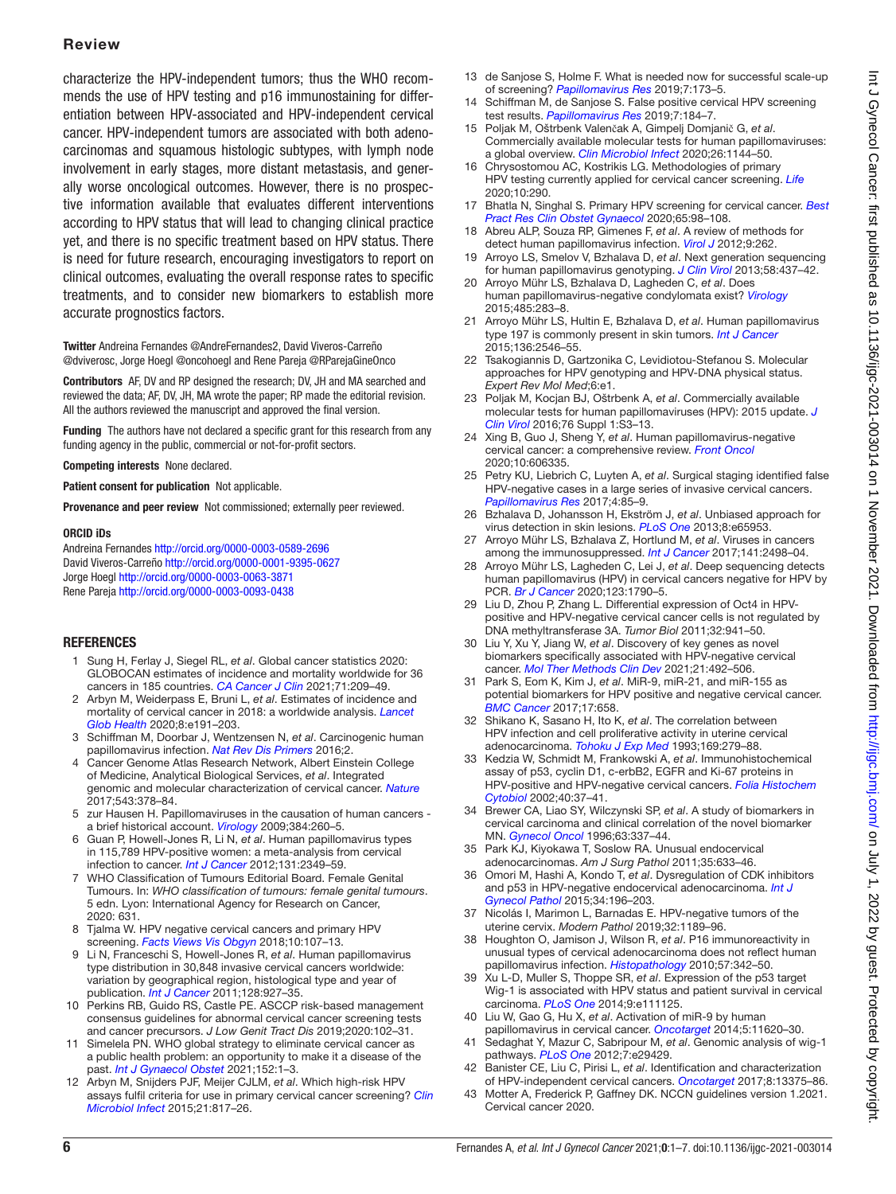characterize the HPV-independent tumors; thus the WHO recommends the use of HPV testing and p16 immunostaining for differentiation between HPV-associated and HPV-independent cervical cancer. HPV-independent tumors are associated with both adenocarcinomas and squamous histologic subtypes, with lymph node involvement in early stages, more distant metastasis, and generally worse oncological outcomes. However, there is no prospective information available that evaluates different interventions according to HPV status that will lead to changing clinical practice yet, and there is no specific treatment based on HPV status. There is need for future research, encouraging investigators to report on clinical outcomes, evaluating the overall response rates to specific treatments, and to consider new biomarkers to establish more accurate prognostics factors.

**Twitter** Andreina Fernandes @AndreFernandes2, David Viveros-Carreño @dviverosc, Jorge Hoegl @oncohoegl and Rene Pareja @RParejaGineOnco

**Contributors** AF, DV and RP designed the research; DV, JH and MA searched and reviewed the data; AF, DV, JH, MA wrote the paper; RP made the editorial revision. All the authors reviewed the manuscript and approved the final version.

**Funding** The authors have not declared a specific grant for this research from any funding agency in the public, commercial or not-for-profit sectors.

**Competing interests** None declared.

**Patient consent for publication** Not applicable.

**Provenance and peer review** Not commissioned; externally peer reviewed.

**ORCID iDs**

Andreina Fernandes http://orcid.org/0000-0003-0589-2696
David Viveros-Carreño http://orcid.org/0000-0001-9395-0627
Jorge Hoegl http://orcid.org/0000-0003-0063-3871
Rene Pareja http://orcid.org/0000-0003-0093-0438

## REFERENCES

1. Sung H, Ferlay J, Siegel RL, *et al*. Global cancer statistics 2020: GLOBOCAN estimates of incidence and mortality worldwide for 36 cancers in 185 countries. *CA Cancer J Clin* 2021;71:209–49.
2. Arbyn M, Weiderpass E, Bruni L, *et al*. Estimates of incidence and mortality of cervical cancer in 2018: a worldwide analysis. *Lancet Glob Health* 2020;8:e191–203.
3. Schiffman M, Doorbar J, Wentzensen N, *et al*. Carcinogenic human papillomavirus infection. *Nat Rev Dis Primers* 2016;2.
4. Cancer Genome Atlas Research Network, Albert Einstein College of Medicine, Analytical Biological Services, *et al*. Integrated genomic and molecular characterization of cervical cancer. *Nature* 2017;543:378–84.
5. zur Hausen H. Papillomaviruses in the causation of human cancers - a brief historical account. *Virology* 2009;384:260–5.
6. Guan P, Howell-Jones R, Li N, *et al*. Human papillomavirus types in 115,789 HPV-positive women: a meta-analysis from cervical infection to cancer. *Int J Cancer* 2012;131:2349–59.
7. WHO Classification of Tumours Editorial Board. Female Genital Tumours. In: *WHO classification of tumours: female genital tumours*. 5 edn. Lyon: International Agency for Research on Cancer, 2020: 631.
8. Tjalma W. HPV negative cervical cancers and primary HPV screening. *Facts Views Vis Obgyn* 2018;10:107–13.
9. Li N, Franceschi S, Howell-Jones R, *et al*. Human papillomavirus type distribution in 30,848 invasive cervical cancers worldwide: variation by geographical region, histological type and year of publication. *Int J Cancer* 2011;128:927–35.
10. Perkins RB, Guido RS, Castle PE. ASCCP risk-based management consensus guidelines for abnormal cervical cancer screening tests and cancer precursors. *J Low Genit Tract Dis* 2019;2020:102–31.
11. Simelela PN. WHO global strategy to eliminate cervical cancer as a public health problem: an opportunity to make it a disease of the past. *Int J Gynaecol Obstet* 2021;152:1–3.
12. Arbyn M, Snijders PJF, Meijer CJLM, *et al*. Which high-risk HPV assays fulfil criteria for use in primary cervical cancer screening? *Clin Microbiol Infect* 2015;21:817–26.
13. de Sanjose S, Holme F. What is needed now for successful scale-up of screening? *Papillomavirus Res* 2019;7:173–5.
14. Schiffman M, de Sanjose S. False positive cervical HPV screening test results. *Papillomavirus Res* 2019;7:184–7.
15. Poljak M, Oštrbenk Valenčak A, Gimpelj Domjanič G, *et al*. Commercially available molecular tests for human papillomaviruses: a global overview. *Clin Microbiol Infect* 2020;26:1144–50.
16. Chrysostomou AC, Kostrikis LG. Methodologies of primary HPV testing currently applied for cervical cancer screening. *Life* 2020;10:290.
17. Bhatla N, Singhal S. Primary HPV screening for cervical cancer. *Best Pract Res Clin Obstet Gynaecol* 2020;65:98–108.
18. Abreu ALP, Souza RP, Gimenes F, *et al*. A review of methods for detect human papillomavirus infection. *Virol J* 2012;9:262.
19. Arroyo LS, Smelov V, Bzhalava D, *et al*. Next generation sequencing for human papillomavirus genotyping. *J Clin Virol* 2013;58:437–42.
20. Arroyo Mühr LS, Bzhalava D, Lagheden C, *et al*. Does human papillomavirus-negative condylomata exist? *Virology* 2015;485:283–8.
21. Arroyo Mühr LS, Hultin E, Bzhalava D, *et al*. Human papillomavirus type 197 is commonly present in skin tumors. *Int J Cancer* 2015;136:2546–55.
22. Tsakogiannis D, Gartzonika C, Levidiotou-Stefanou S. Molecular approaches for HPV genotyping and HPV-DNA physical status. *Expert Rev Mol Med*;6:e1.
23. Poljak M, Kocjan BJ, Oštrbenk A, *et al*. Commercially available molecular tests for human papillomaviruses (HPV): 2015 update. *J Clin Virol* 2016;76 Suppl 1:S3–13.
24. Xing B, Guo J, Sheng Y, *et al*. Human papillomavirus-negative cervical cancer: a comprehensive review. *Front Oncol* 2020;10:606335.
25. Petry KU, Liebrich C, Luyten A, *et al*. Surgical staging identified false HPV-negative cases in a large series of invasive cervical cancers. *Papillomavirus Res* 2017;4:85–9.
26. Bzhalava D, Johansson H, Ekström J, *et al*. Unbiased approach for virus detection in skin lesions. *PLoS One* 2013;8:e65953.
27. Arroyo Mühr LS, Bzhalava Z, Hortlund M, *et al*. Viruses in cancers among the immunosuppressed. *Int J Cancer* 2017;141:2498–04.
28. Arroyo Mühr LS, Lagheden C, Lei J, *et al*. Deep sequencing detects human papillomavirus (HPV) in cervical cancers negative for HPV by PCR. *Br J Cancer* 2020;123:1790–5.
29. Liu D, Zhou P, Zhang L. Differential expression of Oct4 in HPV-positive and HPV-negative cervical cancer cells is not regulated by DNA methyltransferase 3A. *Tumor Biol* 2011;32:941–50.
30. Liu Y, Xu Y, Jiang W, *et al*. Discovery of key genes as novel biomarkers specifically associated with HPV-negative cervical cancer. *Mol Ther Methods Clin Dev* 2021;21:492–506.
31. Park S, Eom K, Kim J, *et al*. MiR-9, miR-21, and miR-155 as potential biomarkers for HPV positive and negative cervical cancer. *BMC Cancer* 2017;17:658.
32. Shikano K, Sasano H, Ito K, *et al*. The correlation between HPV infection and cell proliferative activity in uterine cervical adenocarcinoma. *Tohoku J Exp Med* 1993;169:279–88.
33. Kedzia W, Schmidt M, Frankowski A, *et al*. Immunohistochemical assay of p53, cyclin D1, c-erbB2, EGFR and Ki-67 proteins in HPV-positive and HPV-negative cervical cancers. *Folia Histochem Cytobiol* 2002;40:37–41.
34. Brewer CA, Liao SY, Wilczynski SP, *et al*. A study of biomarkers in cervical carcinoma and clinical correlation of the novel biomarker MN. *Gynecol Oncol* 1996;63:337–44.
35. Park KJ, Kiyokawa T, Soslow RA. Unusual endocervical adenocarcinomas. *Am J Surg Pathol* 2011;35:633–46.
36. Omori M, Hashi A, Kondo T, *et al*. Dysregulation of CDK inhibitors and p53 in HPV-negative endocervical adenocarcinoma. *Int J Gynecol Pathol* 2015;34:196–203.
37. Nicolás I, Marimon L, Barnadas E. HPV-negative tumors of the uterine cervix. *Modern Pathol* 2019;32:1189–96.
38. Houghton O, Jamison J, Wilson R, *et al*. P16 immunoreactivity in unusual types of cervical adenocarcinoma does not reflect human papillomavirus infection. *Histopathology* 2010;57:342–50.
39. Xu L-D, Muller S, Thoppe SR, *et al*. Expression of the p53 target Wig-1 is associated with HPV status and patient survival in cervical carcinoma. *PLoS One* 2014;9:e111125.
40. Liu W, Gao G, Hu X, *et al*. Activation of miR-9 by human papillomavirus in cervical cancer. *Oncotarget* 2014;5:11620–30.
41. Sedaghat Y, Mazur C, Sabripour M, *et al*. Genomic analysis of wig-1 pathways. *PLoS One* 2012;7:e29429.
42. Banister CE, Liu C, Pirisi L, *et al*. Identification and characterization of HPV-independent cervical cancers. *Oncotarget* 2017;8:13375–86.
43. Motter A, Frederick P, Gaffney DK. NCCN guidelines version 1.2021. Cervical cancer 2020.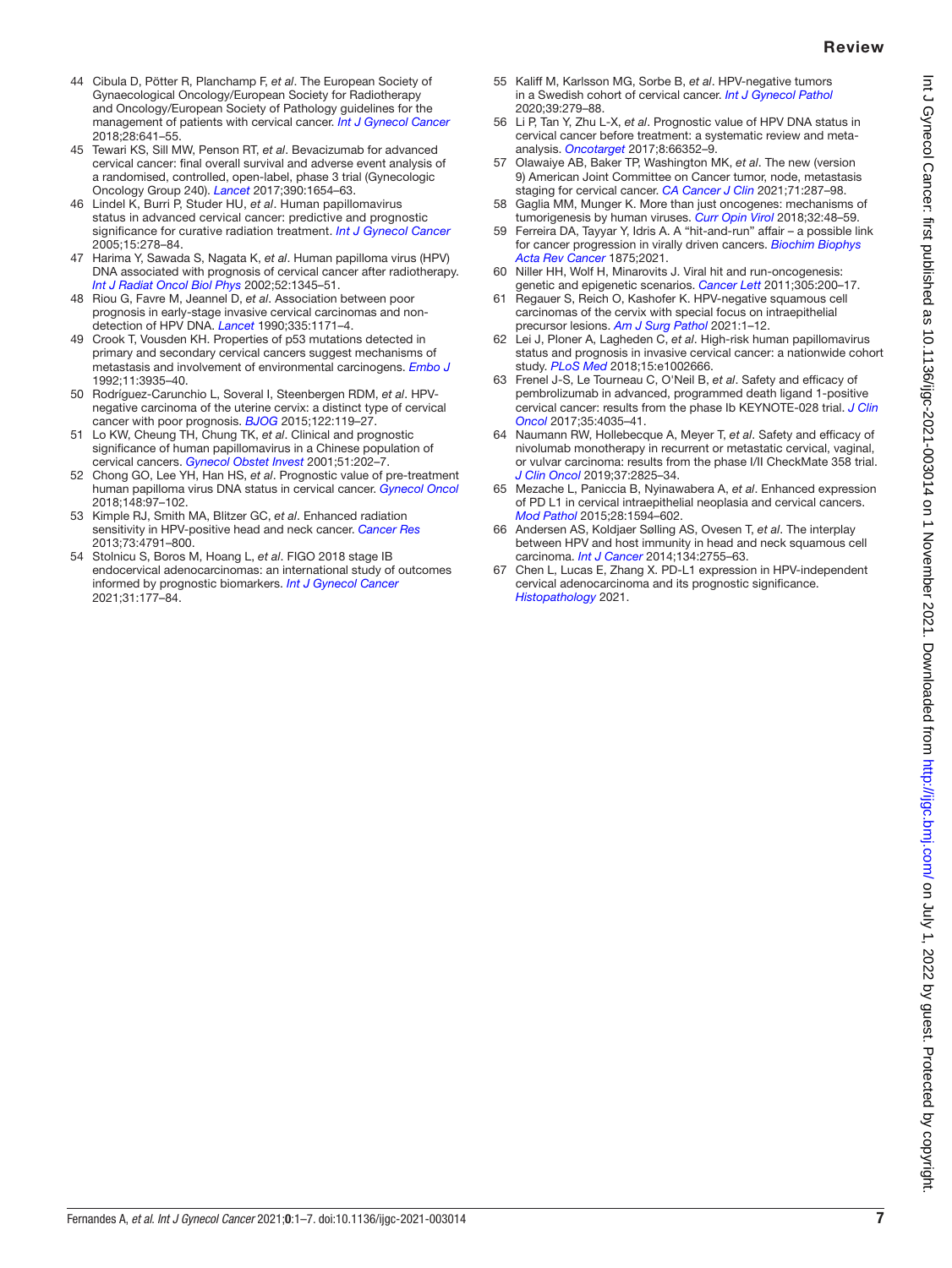44 Cibula D, Pötter R, Planchamp F, *et al*. The European Society of Gynaecological Oncology/European Society for Radiotherapy and Oncology/European Society of Pathology guidelines for the management of patients with cervical cancer. *Int J Gynecol Cancer* 2018;28:641–55.

45 Tewari KS, Sill MW, Penson RT, *et al*. Bevacizumab for advanced cervical cancer: final overall survival and adverse event analysis of a randomised, controlled, open-label, phase 3 trial (Gynecologic Oncology Group 240). *Lancet* 2017;390:1654–63.

46 Lindel K, Burri P, Studer HU, *et al*. Human papillomavirus status in advanced cervical cancer: predictive and prognostic significance for curative radiation treatment. *Int J Gynecol Cancer* 2005;15:278–84.

47 Harima Y, Sawada S, Nagata K, *et al*. Human papilloma virus (HPV) DNA associated with prognosis of cervical cancer after radiotherapy. *Int J Radiat Oncol Biol Phys* 2002;52:1345–51.

48 Riou G, Favre M, Jeannel D, *et al*. Association between poor prognosis in early-stage invasive cervical carcinomas and non-detection of HPV DNA. *Lancet* 1990;335:1171–4.

49 Crook T, Vousden KH. Properties of p53 mutations detected in primary and secondary cervical cancers suggest mechanisms of metastasis and involvement of environmental carcinogens. *Embo J* 1992;11:3935–40.

50 Rodríguez-Carunchio L, Soveral I, Steenbergen RDM, *et al*. HPV-negative carcinoma of the uterine cervix: a distinct type of cervical cancer with poor prognosis. *BJOG* 2015;122:119–27.

51 Lo KW, Cheung TH, Chung TK, *et al*. Clinical and prognostic significance of human papillomavirus in a Chinese population of cervical cancers. *Gynecol Obstet Invest* 2001;51:202–7.

52 Chong GO, Lee YH, Han HS, *et al*. Prognostic value of pre-treatment human papilloma virus DNA status in cervical cancer. *Gynecol Oncol* 2018;148:97–102.

53 Kimple RJ, Smith MA, Blitzer GC, *et al*. Enhanced radiation sensitivity in HPV-positive head and neck cancer. *Cancer Res* 2013;73:4791–800.

54 Stolnicu S, Boros M, Hoang L, *et al*. FIGO 2018 stage IB endocervical adenocarcinomas: an international study of outcomes informed by prognostic biomarkers. *Int J Gynecol Cancer* 2021;31:177–84.

55 Kaliff M, Karlsson MG, Sorbe B, *et al*. HPV-negative tumors in a Swedish cohort of cervical cancer. *Int J Gynecol Pathol* 2020;39:279–88.

56 Li P, Tan Y, Zhu L-X, *et al*. Prognostic value of HPV DNA status in cervical cancer before treatment: a systematic review and meta-analysis. *Oncotarget* 2017;8:66352–9.

57 Olawaiye AB, Baker TP, Washington MK, *et al*. The new (version 9) American Joint Committee on Cancer tumor, node, metastasis staging for cervical cancer. *CA Cancer J Clin* 2021;71:287–98.

58 Gaglia MM, Munger K. More than just oncogenes: mechanisms of tumorigenesis by human viruses. *Curr Opin Virol* 2018;32:48–59.

59 Ferreira DA, Tayyar Y, Idris A. A "hit-and-run" affair – a possible link for cancer progression in virally driven cancers. *Biochim Biophys Acta Rev Cancer* 1875;2021.

60 Niller HH, Wolf H, Minarovits J. Viral hit and run-oncogenesis: genetic and epigenetic scenarios. *Cancer Lett* 2011;305:200–17.

61 Regauer S, Reich O, Kashofer K. HPV-negative squamous cell carcinomas of the cervix with special focus on intraepithelial precursor lesions. *Am J Surg Pathol* 2021:1–12.

62 Lei J, Ploner A, Lagheden C, *et al*. High-risk human papillomavirus status and prognosis in invasive cervical cancer: a nationwide cohort study. *PLoS Med* 2018;15:e1002666.

63 Frenel J-S, Le Tourneau C, O'Neil B, *et al*. Safety and efficacy of pembrolizumab in advanced, programmed death ligand 1-positive cervical cancer: results from the phase Ib KEYNOTE-028 trial. *J Clin Oncol* 2017;35:4035–41.

64 Naumann RW, Hollebecque A, Meyer T, *et al*. Safety and efficacy of nivolumab monotherapy in recurrent or metastatic cervical, vaginal, or vulvar carcinoma: results from the phase I/II CheckMate 358 trial. *J Clin Oncol* 2019;37:2825–34.

65 Mezache L, Paniccia B, Nyinawabera A, *et al*. Enhanced expression of PD L1 in cervical intraepithelial neoplasia and cervical cancers. *Mod Pathol* 2015;28:1594–602.

66 Andersen AS, Koldjaer Sølling AS, Ovesen T, *et al*. The interplay between HPV and host immunity in head and neck squamous cell carcinoma. *Int J Cancer* 2014;134:2755–63.

67 Chen L, Lucas E, Zhang X. PD-L1 expression in HPV-independent cervical adenocarcinoma and its prognostic significance. *Histopathology* 2021.